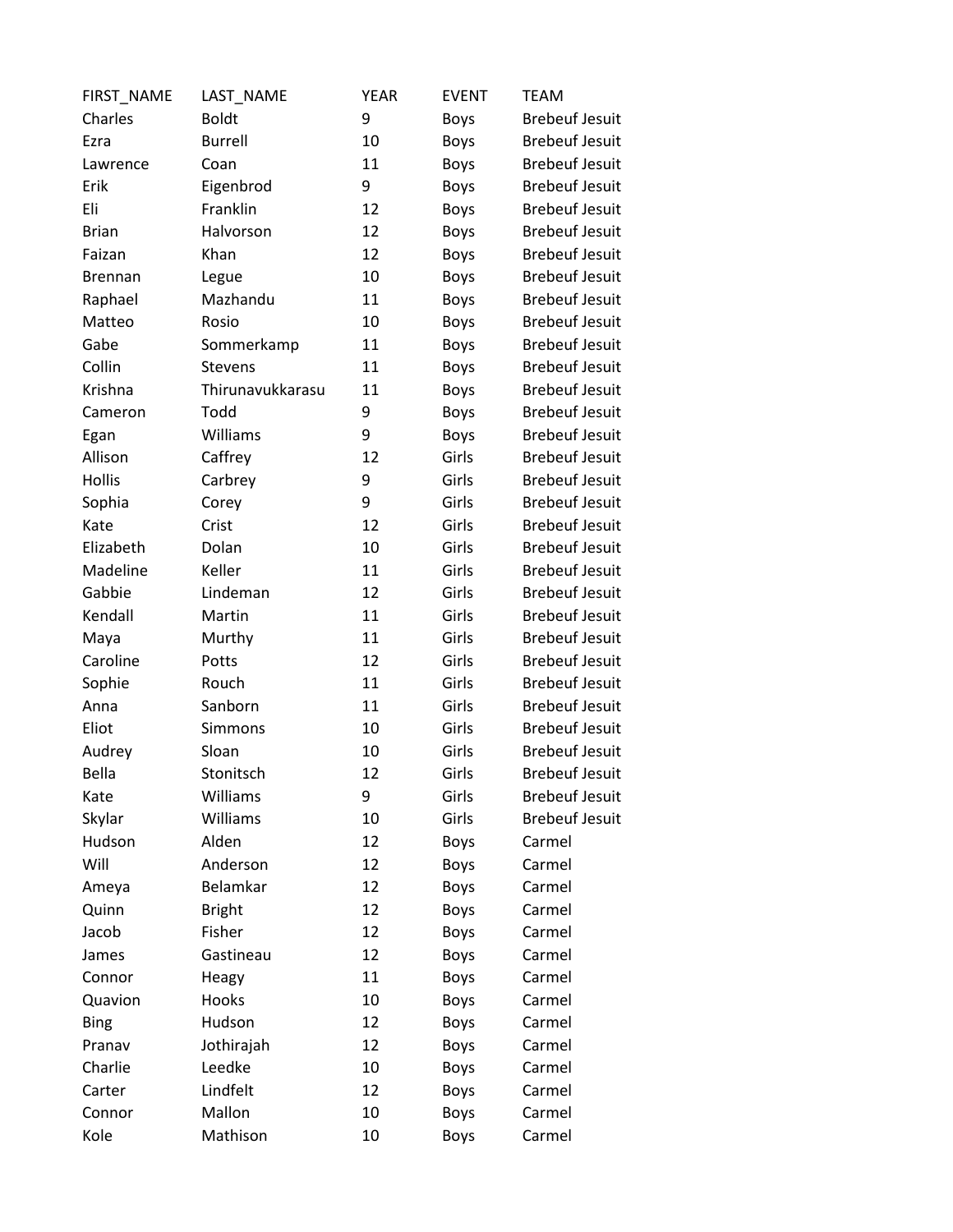| FIRST_NAME | LAST_NAME | YEAR | EVENT | TEAM |
|---|---|---|---|---|
| Charles | Boldt | 9 | Boys | Brebeuf Jesuit |
| Ezra | Burrell | 10 | Boys | Brebeuf Jesuit |
| Lawrence | Coan | 11 | Boys | Brebeuf Jesuit |
| Erik | Eigenbrod | 9 | Boys | Brebeuf Jesuit |
| Eli | Franklin | 12 | Boys | Brebeuf Jesuit |
| Brian | Halvorson | 12 | Boys | Brebeuf Jesuit |
| Faizan | Khan | 12 | Boys | Brebeuf Jesuit |
| Brennan | Legue | 10 | Boys | Brebeuf Jesuit |
| Raphael | Mazhandu | 11 | Boys | Brebeuf Jesuit |
| Matteo | Rosio | 10 | Boys | Brebeuf Jesuit |
| Gabe | Sommerkamp | 11 | Boys | Brebeuf Jesuit |
| Collin | Stevens | 11 | Boys | Brebeuf Jesuit |
| Krishna | Thirunavukkarasu | 11 | Boys | Brebeuf Jesuit |
| Cameron | Todd | 9 | Boys | Brebeuf Jesuit |
| Egan | Williams | 9 | Boys | Brebeuf Jesuit |
| Allison | Caffrey | 12 | Girls | Brebeuf Jesuit |
| Hollis | Carbrey | 9 | Girls | Brebeuf Jesuit |
| Sophia | Corey | 9 | Girls | Brebeuf Jesuit |
| Kate | Crist | 12 | Girls | Brebeuf Jesuit |
| Elizabeth | Dolan | 10 | Girls | Brebeuf Jesuit |
| Madeline | Keller | 11 | Girls | Brebeuf Jesuit |
| Gabbie | Lindeman | 12 | Girls | Brebeuf Jesuit |
| Kendall | Martin | 11 | Girls | Brebeuf Jesuit |
| Maya | Murthy | 11 | Girls | Brebeuf Jesuit |
| Caroline | Potts | 12 | Girls | Brebeuf Jesuit |
| Sophie | Rouch | 11 | Girls | Brebeuf Jesuit |
| Anna | Sanborn | 11 | Girls | Brebeuf Jesuit |
| Eliot | Simmons | 10 | Girls | Brebeuf Jesuit |
| Audrey | Sloan | 10 | Girls | Brebeuf Jesuit |
| Bella | Stonitsch | 12 | Girls | Brebeuf Jesuit |
| Kate | Williams | 9 | Girls | Brebeuf Jesuit |
| Skylar | Williams | 10 | Girls | Brebeuf Jesuit |
| Hudson | Alden | 12 | Boys | Carmel |
| Will | Anderson | 12 | Boys | Carmel |
| Ameya | Belamkar | 12 | Boys | Carmel |
| Quinn | Bright | 12 | Boys | Carmel |
| Jacob | Fisher | 12 | Boys | Carmel |
| James | Gastineau | 12 | Boys | Carmel |
| Connor | Heagy | 11 | Boys | Carmel |
| Quavion | Hooks | 10 | Boys | Carmel |
| Bing | Hudson | 12 | Boys | Carmel |
| Pranav | Jothirajah | 12 | Boys | Carmel |
| Charlie | Leedke | 10 | Boys | Carmel |
| Carter | Lindfelt | 12 | Boys | Carmel |
| Connor | Mallon | 10 | Boys | Carmel |
| Kole | Mathison | 10 | Boys | Carmel |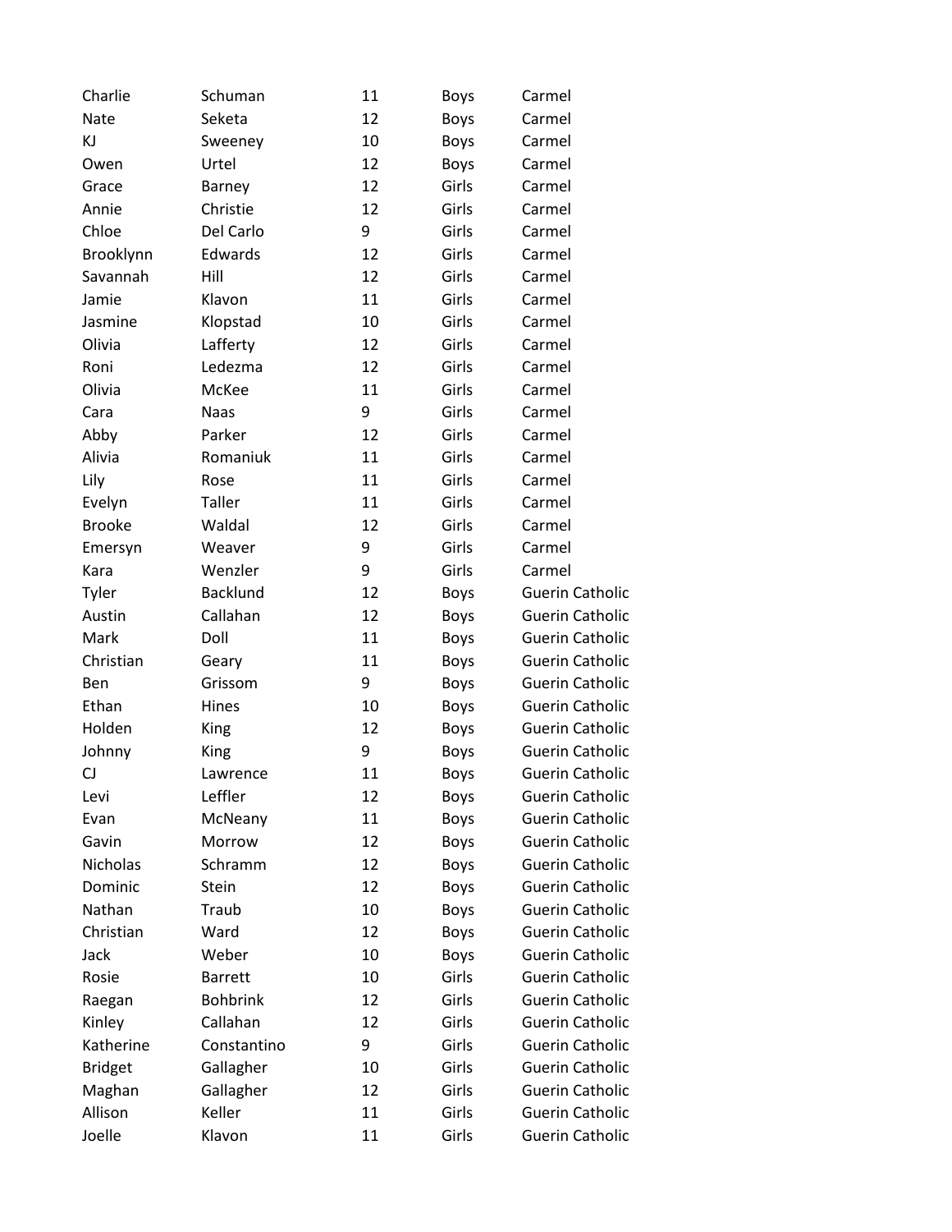| | | | | |
|---|---|---|---|---|
| Charlie | Schuman | 11 | Boys | Carmel |
| Nate | Seketa | 12 | Boys | Carmel |
| KJ | Sweeney | 10 | Boys | Carmel |
| Owen | Urtel | 12 | Boys | Carmel |
| Grace | Barney | 12 | Girls | Carmel |
| Annie | Christie | 12 | Girls | Carmel |
| Chloe | Del Carlo | 9 | Girls | Carmel |
| Brooklynn | Edwards | 12 | Girls | Carmel |
| Savannah | Hill | 12 | Girls | Carmel |
| Jamie | Klavon | 11 | Girls | Carmel |
| Jasmine | Klopstad | 10 | Girls | Carmel |
| Olivia | Lafferty | 12 | Girls | Carmel |
| Roni | Ledezma | 12 | Girls | Carmel |
| Olivia | McKee | 11 | Girls | Carmel |
| Cara | Naas | 9 | Girls | Carmel |
| Abby | Parker | 12 | Girls | Carmel |
| Alivia | Romaniuk | 11 | Girls | Carmel |
| Lily | Rose | 11 | Girls | Carmel |
| Evelyn | Taller | 11 | Girls | Carmel |
| Brooke | Waldal | 12 | Girls | Carmel |
| Emersyn | Weaver | 9 | Girls | Carmel |
| Kara | Wenzler | 9 | Girls | Carmel |
| Tyler | Backlund | 12 | Boys | Guerin Catholic |
| Austin | Callahan | 12 | Boys | Guerin Catholic |
| Mark | Doll | 11 | Boys | Guerin Catholic |
| Christian | Geary | 11 | Boys | Guerin Catholic |
| Ben | Grissom | 9 | Boys | Guerin Catholic |
| Ethan | Hines | 10 | Boys | Guerin Catholic |
| Holden | King | 12 | Boys | Guerin Catholic |
| Johnny | King | 9 | Boys | Guerin Catholic |
| CJ | Lawrence | 11 | Boys | Guerin Catholic |
| Levi | Leffler | 12 | Boys | Guerin Catholic |
| Evan | McNeany | 11 | Boys | Guerin Catholic |
| Gavin | Morrow | 12 | Boys | Guerin Catholic |
| Nicholas | Schramm | 12 | Boys | Guerin Catholic |
| Dominic | Stein | 12 | Boys | Guerin Catholic |
| Nathan | Traub | 10 | Boys | Guerin Catholic |
| Christian | Ward | 12 | Boys | Guerin Catholic |
| Jack | Weber | 10 | Boys | Guerin Catholic |
| Rosie | Barrett | 10 | Girls | Guerin Catholic |
| Raegan | Bohbrink | 12 | Girls | Guerin Catholic |
| Kinley | Callahan | 12 | Girls | Guerin Catholic |
| Katherine | Constantino | 9 | Girls | Guerin Catholic |
| Bridget | Gallagher | 10 | Girls | Guerin Catholic |
| Maghan | Gallagher | 12 | Girls | Guerin Catholic |
| Allison | Keller | 11 | Girls | Guerin Catholic |
| Joelle | Klavon | 11 | Girls | Guerin Catholic |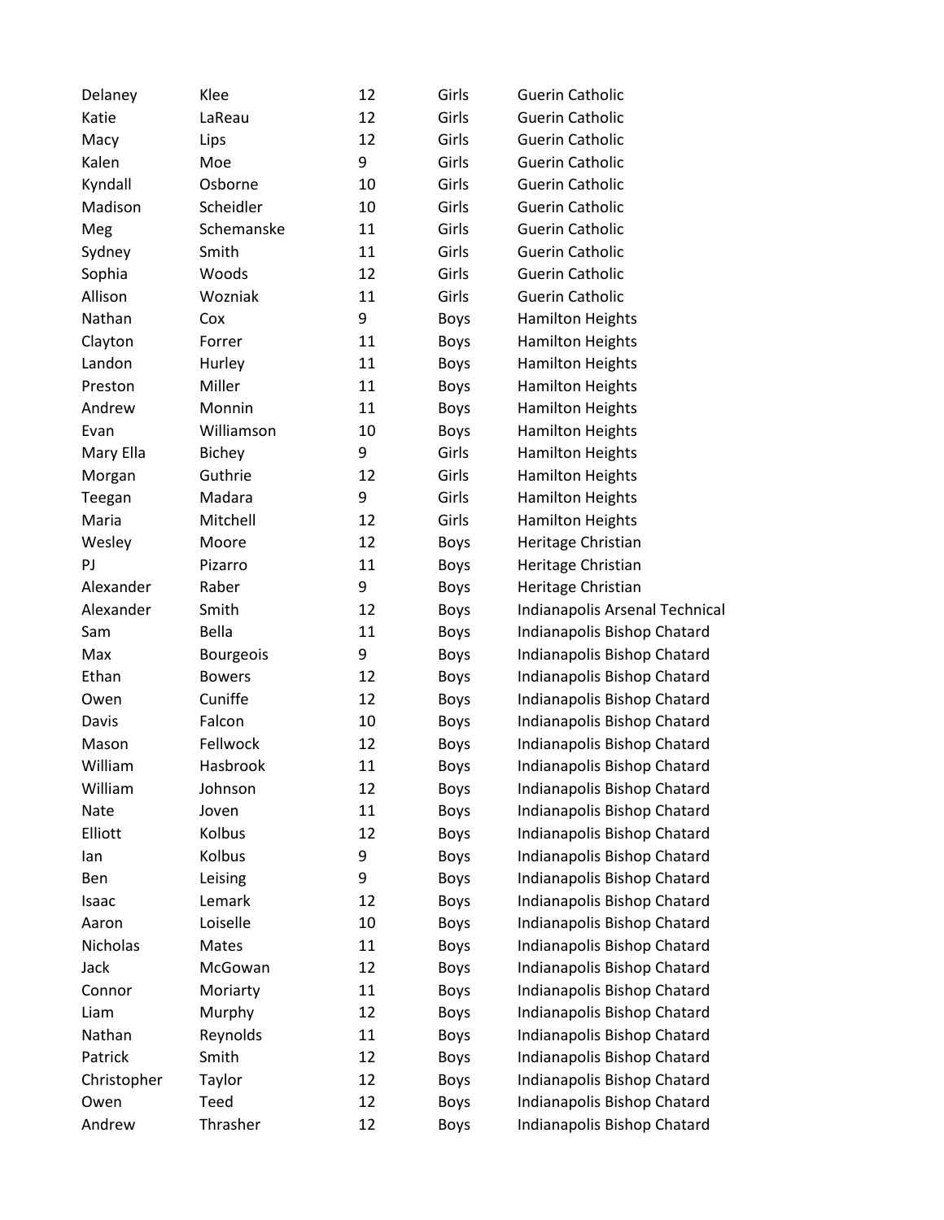| | | | | |
|---|---|---|---|---|
| Delaney | Klee | 12 | Girls | Guerin Catholic |
| Katie | LaReau | 12 | Girls | Guerin Catholic |
| Macy | Lips | 12 | Girls | Guerin Catholic |
| Kalen | Moe | 9 | Girls | Guerin Catholic |
| Kyndall | Osborne | 10 | Girls | Guerin Catholic |
| Madison | Scheidler | 10 | Girls | Guerin Catholic |
| Meg | Schemanske | 11 | Girls | Guerin Catholic |
| Sydney | Smith | 11 | Girls | Guerin Catholic |
| Sophia | Woods | 12 | Girls | Guerin Catholic |
| Allison | Wozniak | 11 | Girls | Guerin Catholic |
| Nathan | Cox | 9 | Boys | Hamilton Heights |
| Clayton | Forrer | 11 | Boys | Hamilton Heights |
| Landon | Hurley | 11 | Boys | Hamilton Heights |
| Preston | Miller | 11 | Boys | Hamilton Heights |
| Andrew | Monnin | 11 | Boys | Hamilton Heights |
| Evan | Williamson | 10 | Boys | Hamilton Heights |
| Mary Ella | Bichey | 9 | Girls | Hamilton Heights |
| Morgan | Guthrie | 12 | Girls | Hamilton Heights |
| Teegan | Madara | 9 | Girls | Hamilton Heights |
| Maria | Mitchell | 12 | Girls | Hamilton Heights |
| Wesley | Moore | 12 | Boys | Heritage Christian |
| PJ | Pizarro | 11 | Boys | Heritage Christian |
| Alexander | Raber | 9 | Boys | Heritage Christian |
| Alexander | Smith | 12 | Boys | Indianapolis Arsenal Technical |
| Sam | Bella | 11 | Boys | Indianapolis Bishop Chatard |
| Max | Bourgeois | 9 | Boys | Indianapolis Bishop Chatard |
| Ethan | Bowers | 12 | Boys | Indianapolis Bishop Chatard |
| Owen | Cuniffe | 12 | Boys | Indianapolis Bishop Chatard |
| Davis | Falcon | 10 | Boys | Indianapolis Bishop Chatard |
| Mason | Fellwock | 12 | Boys | Indianapolis Bishop Chatard |
| William | Hasbrook | 11 | Boys | Indianapolis Bishop Chatard |
| William | Johnson | 12 | Boys | Indianapolis Bishop Chatard |
| Nate | Joven | 11 | Boys | Indianapolis Bishop Chatard |
| Elliott | Kolbus | 12 | Boys | Indianapolis Bishop Chatard |
| Ian | Kolbus | 9 | Boys | Indianapolis Bishop Chatard |
| Ben | Leising | 9 | Boys | Indianapolis Bishop Chatard |
| Isaac | Lemark | 12 | Boys | Indianapolis Bishop Chatard |
| Aaron | Loiselle | 10 | Boys | Indianapolis Bishop Chatard |
| Nicholas | Mates | 11 | Boys | Indianapolis Bishop Chatard |
| Jack | McGowan | 12 | Boys | Indianapolis Bishop Chatard |
| Connor | Moriarty | 11 | Boys | Indianapolis Bishop Chatard |
| Liam | Murphy | 12 | Boys | Indianapolis Bishop Chatard |
| Nathan | Reynolds | 11 | Boys | Indianapolis Bishop Chatard |
| Patrick | Smith | 12 | Boys | Indianapolis Bishop Chatard |
| Christopher | Taylor | 12 | Boys | Indianapolis Bishop Chatard |
| Owen | Teed | 12 | Boys | Indianapolis Bishop Chatard |
| Andrew | Thrasher | 12 | Boys | Indianapolis Bishop Chatard |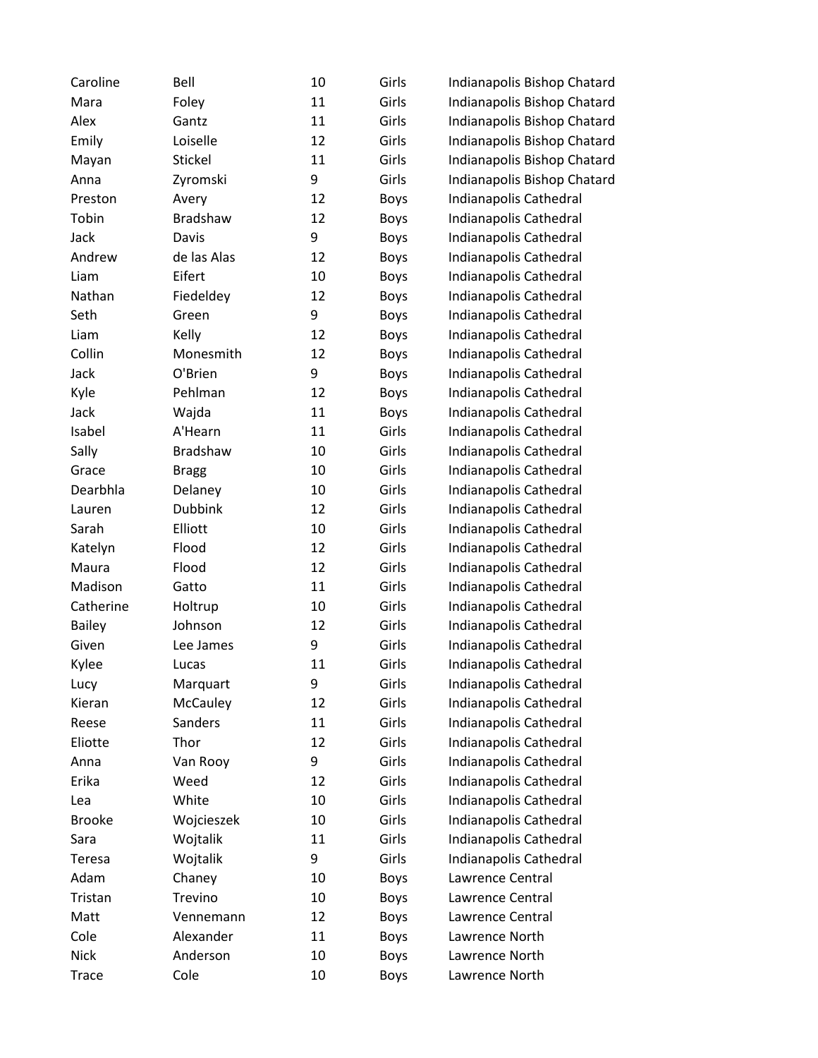| | | | | |
|---|---|---|---|---|
| Caroline | Bell | 10 | Girls | Indianapolis Bishop Chatard |
| Mara | Foley | 11 | Girls | Indianapolis Bishop Chatard |
| Alex | Gantz | 11 | Girls | Indianapolis Bishop Chatard |
| Emily | Loiselle | 12 | Girls | Indianapolis Bishop Chatard |
| Mayan | Stickel | 11 | Girls | Indianapolis Bishop Chatard |
| Anna | Zyromski | 9 | Girls | Indianapolis Bishop Chatard |
| Preston | Avery | 12 | Boys | Indianapolis Cathedral |
| Tobin | Bradshaw | 12 | Boys | Indianapolis Cathedral |
| Jack | Davis | 9 | Boys | Indianapolis Cathedral |
| Andrew | de las Alas | 12 | Boys | Indianapolis Cathedral |
| Liam | Eifert | 10 | Boys | Indianapolis Cathedral |
| Nathan | Fiedeldey | 12 | Boys | Indianapolis Cathedral |
| Seth | Green | 9 | Boys | Indianapolis Cathedral |
| Liam | Kelly | 12 | Boys | Indianapolis Cathedral |
| Collin | Monesmith | 12 | Boys | Indianapolis Cathedral |
| Jack | O'Brien | 9 | Boys | Indianapolis Cathedral |
| Kyle | Pehlman | 12 | Boys | Indianapolis Cathedral |
| Jack | Wajda | 11 | Boys | Indianapolis Cathedral |
| Isabel | A'Hearn | 11 | Girls | Indianapolis Cathedral |
| Sally | Bradshaw | 10 | Girls | Indianapolis Cathedral |
| Grace | Bragg | 10 | Girls | Indianapolis Cathedral |
| Dearbhla | Delaney | 10 | Girls | Indianapolis Cathedral |
| Lauren | Dubbink | 12 | Girls | Indianapolis Cathedral |
| Sarah | Elliott | 10 | Girls | Indianapolis Cathedral |
| Katelyn | Flood | 12 | Girls | Indianapolis Cathedral |
| Maura | Flood | 12 | Girls | Indianapolis Cathedral |
| Madison | Gatto | 11 | Girls | Indianapolis Cathedral |
| Catherine | Holtrup | 10 | Girls | Indianapolis Cathedral |
| Bailey | Johnson | 12 | Girls | Indianapolis Cathedral |
| Given | Lee James | 9 | Girls | Indianapolis Cathedral |
| Kylee | Lucas | 11 | Girls | Indianapolis Cathedral |
| Lucy | Marquart | 9 | Girls | Indianapolis Cathedral |
| Kieran | McCauley | 12 | Girls | Indianapolis Cathedral |
| Reese | Sanders | 11 | Girls | Indianapolis Cathedral |
| Eliotte | Thor | 12 | Girls | Indianapolis Cathedral |
| Anna | Van Rooy | 9 | Girls | Indianapolis Cathedral |
| Erika | Weed | 12 | Girls | Indianapolis Cathedral |
| Lea | White | 10 | Girls | Indianapolis Cathedral |
| Brooke | Wojcieszek | 10 | Girls | Indianapolis Cathedral |
| Sara | Wojtalik | 11 | Girls | Indianapolis Cathedral |
| Teresa | Wojtalik | 9 | Girls | Indianapolis Cathedral |
| Adam | Chaney | 10 | Boys | Lawrence Central |
| Tristan | Trevino | 10 | Boys | Lawrence Central |
| Matt | Vennemann | 12 | Boys | Lawrence Central |
| Cole | Alexander | 11 | Boys | Lawrence North |
| Nick | Anderson | 10 | Boys | Lawrence North |
| Trace | Cole | 10 | Boys | Lawrence North |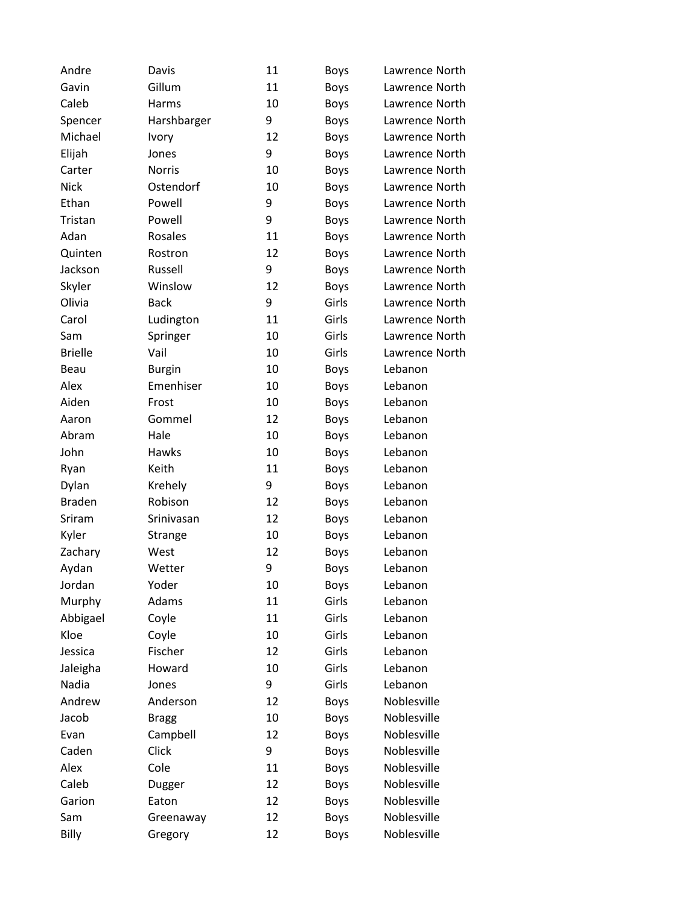| | | | | |
|---|---|---|---|---|
| Andre | Davis | 11 | Boys | Lawrence North |
| Gavin | Gillum | 11 | Boys | Lawrence North |
| Caleb | Harms | 10 | Boys | Lawrence North |
| Spencer | Harshbarger | 9 | Boys | Lawrence North |
| Michael | Ivory | 12 | Boys | Lawrence North |
| Elijah | Jones | 9 | Boys | Lawrence North |
| Carter | Norris | 10 | Boys | Lawrence North |
| Nick | Ostendorf | 10 | Boys | Lawrence North |
| Ethan | Powell | 9 | Boys | Lawrence North |
| Tristan | Powell | 9 | Boys | Lawrence North |
| Adan | Rosales | 11 | Boys | Lawrence North |
| Quinten | Rostron | 12 | Boys | Lawrence North |
| Jackson | Russell | 9 | Boys | Lawrence North |
| Skyler | Winslow | 12 | Boys | Lawrence North |
| Olivia | Back | 9 | Girls | Lawrence North |
| Carol | Ludington | 11 | Girls | Lawrence North |
| Sam | Springer | 10 | Girls | Lawrence North |
| Brielle | Vail | 10 | Girls | Lawrence North |
| Beau | Burgin | 10 | Boys | Lebanon |
| Alex | Emenhiser | 10 | Boys | Lebanon |
| Aiden | Frost | 10 | Boys | Lebanon |
| Aaron | Gommel | 12 | Boys | Lebanon |
| Abram | Hale | 10 | Boys | Lebanon |
| John | Hawks | 10 | Boys | Lebanon |
| Ryan | Keith | 11 | Boys | Lebanon |
| Dylan | Krehely | 9 | Boys | Lebanon |
| Braden | Robison | 12 | Boys | Lebanon |
| Sriram | Srinivasan | 12 | Boys | Lebanon |
| Kyler | Strange | 10 | Boys | Lebanon |
| Zachary | West | 12 | Boys | Lebanon |
| Aydan | Wetter | 9 | Boys | Lebanon |
| Jordan | Yoder | 10 | Boys | Lebanon |
| Murphy | Adams | 11 | Girls | Lebanon |
| Abbigael | Coyle | 11 | Girls | Lebanon |
| Kloe | Coyle | 10 | Girls | Lebanon |
| Jessica | Fischer | 12 | Girls | Lebanon |
| Jaleigha | Howard | 10 | Girls | Lebanon |
| Nadia | Jones | 9 | Girls | Lebanon |
| Andrew | Anderson | 12 | Boys | Noblesville |
| Jacob | Bragg | 10 | Boys | Noblesville |
| Evan | Campbell | 12 | Boys | Noblesville |
| Caden | Click | 9 | Boys | Noblesville |
| Alex | Cole | 11 | Boys | Noblesville |
| Caleb | Dugger | 12 | Boys | Noblesville |
| Garion | Eaton | 12 | Boys | Noblesville |
| Sam | Greenaway | 12 | Boys | Noblesville |
| Billy | Gregory | 12 | Boys | Noblesville |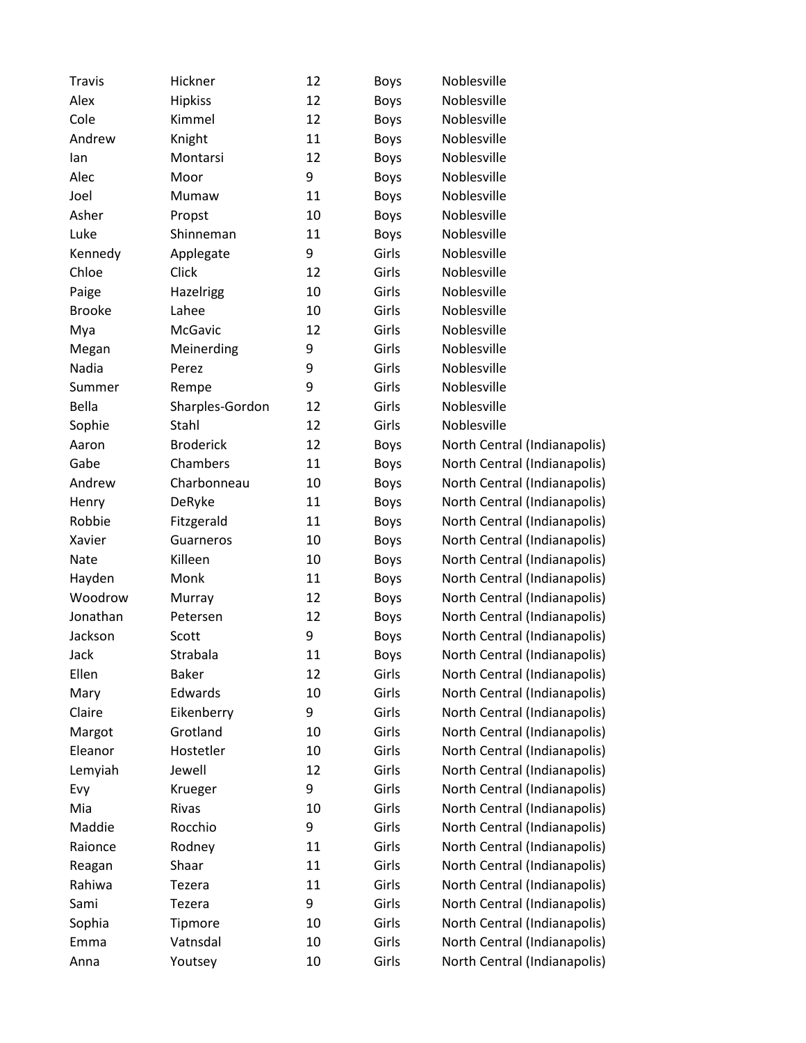| | | | | |
|---|---|---|---|---|
| Travis | Hickner | 12 | Boys | Noblesville |
| Alex | Hipkiss | 12 | Boys | Noblesville |
| Cole | Kimmel | 12 | Boys | Noblesville |
| Andrew | Knight | 11 | Boys | Noblesville |
| Ian | Montarsi | 12 | Boys | Noblesville |
| Alec | Moor | 9 | Boys | Noblesville |
| Joel | Mumaw | 11 | Boys | Noblesville |
| Asher | Propst | 10 | Boys | Noblesville |
| Luke | Shinneman | 11 | Boys | Noblesville |
| Kennedy | Applegate | 9 | Girls | Noblesville |
| Chloe | Click | 12 | Girls | Noblesville |
| Paige | Hazelrigg | 10 | Girls | Noblesville |
| Brooke | Lahee | 10 | Girls | Noblesville |
| Mya | McGavic | 12 | Girls | Noblesville |
| Megan | Meinerding | 9 | Girls | Noblesville |
| Nadia | Perez | 9 | Girls | Noblesville |
| Summer | Rempe | 9 | Girls | Noblesville |
| Bella | Sharples-Gordon | 12 | Girls | Noblesville |
| Sophie | Stahl | 12 | Girls | Noblesville |
| Aaron | Broderick | 12 | Boys | North Central (Indianapolis) |
| Gabe | Chambers | 11 | Boys | North Central (Indianapolis) |
| Andrew | Charbonneau | 10 | Boys | North Central (Indianapolis) |
| Henry | DeRyke | 11 | Boys | North Central (Indianapolis) |
| Robbie | Fitzgerald | 11 | Boys | North Central (Indianapolis) |
| Xavier | Guarneros | 10 | Boys | North Central (Indianapolis) |
| Nate | Killeen | 10 | Boys | North Central (Indianapolis) |
| Hayden | Monk | 11 | Boys | North Central (Indianapolis) |
| Woodrow | Murray | 12 | Boys | North Central (Indianapolis) |
| Jonathan | Petersen | 12 | Boys | North Central (Indianapolis) |
| Jackson | Scott | 9 | Boys | North Central (Indianapolis) |
| Jack | Strabala | 11 | Boys | North Central (Indianapolis) |
| Ellen | Baker | 12 | Girls | North Central (Indianapolis) |
| Mary | Edwards | 10 | Girls | North Central (Indianapolis) |
| Claire | Eikenberry | 9 | Girls | North Central (Indianapolis) |
| Margot | Grotland | 10 | Girls | North Central (Indianapolis) |
| Eleanor | Hostetler | 10 | Girls | North Central (Indianapolis) |
| Lemyiah | Jewell | 12 | Girls | North Central (Indianapolis) |
| Evy | Krueger | 9 | Girls | North Central (Indianapolis) |
| Mia | Rivas | 10 | Girls | North Central (Indianapolis) |
| Maddie | Rocchio | 9 | Girls | North Central (Indianapolis) |
| Raionce | Rodney | 11 | Girls | North Central (Indianapolis) |
| Reagan | Shaar | 11 | Girls | North Central (Indianapolis) |
| Rahiwa | Tezera | 11 | Girls | North Central (Indianapolis) |
| Sami | Tezera | 9 | Girls | North Central (Indianapolis) |
| Sophia | Tipmore | 10 | Girls | North Central (Indianapolis) |
| Emma | Vatnsdal | 10 | Girls | North Central (Indianapolis) |
| Anna | Youtsey | 10 | Girls | North Central (Indianapolis) |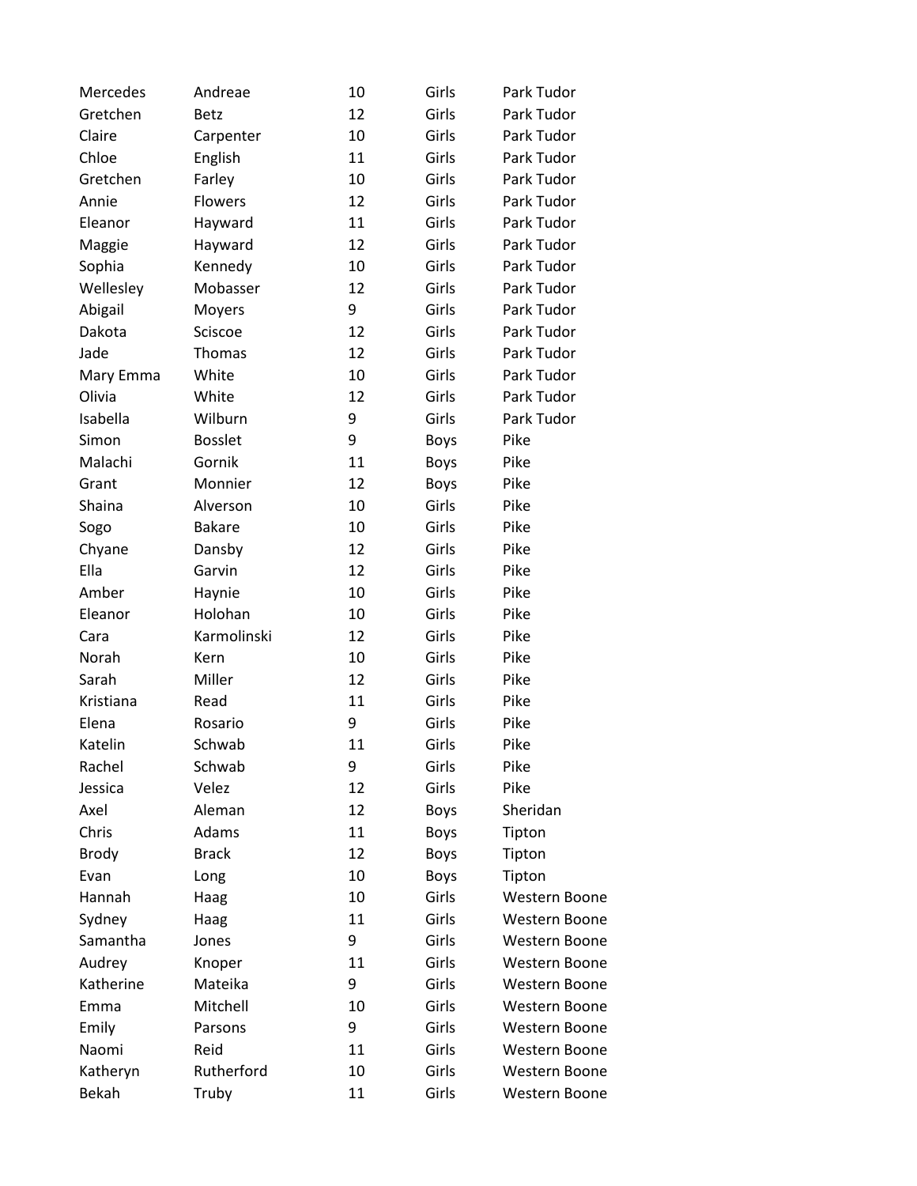| | | | | |
|---|---|---|---|---|
| Mercedes | Andreae | 10 | Girls | Park Tudor |
| Gretchen | Betz | 12 | Girls | Park Tudor |
| Claire | Carpenter | 10 | Girls | Park Tudor |
| Chloe | English | 11 | Girls | Park Tudor |
| Gretchen | Farley | 10 | Girls | Park Tudor |
| Annie | Flowers | 12 | Girls | Park Tudor |
| Eleanor | Hayward | 11 | Girls | Park Tudor |
| Maggie | Hayward | 12 | Girls | Park Tudor |
| Sophia | Kennedy | 10 | Girls | Park Tudor |
| Wellesley | Mobasser | 12 | Girls | Park Tudor |
| Abigail | Moyers | 9 | Girls | Park Tudor |
| Dakota | Sciscoe | 12 | Girls | Park Tudor |
| Jade | Thomas | 12 | Girls | Park Tudor |
| Mary Emma | White | 10 | Girls | Park Tudor |
| Olivia | White | 12 | Girls | Park Tudor |
| Isabella | Wilburn | 9 | Girls | Park Tudor |
| Simon | Bosslet | 9 | Boys | Pike |
| Malachi | Gornik | 11 | Boys | Pike |
| Grant | Monnier | 12 | Boys | Pike |
| Shaina | Alverson | 10 | Girls | Pike |
| Sogo | Bakare | 10 | Girls | Pike |
| Chyane | Dansby | 12 | Girls | Pike |
| Ella | Garvin | 12 | Girls | Pike |
| Amber | Haynie | 10 | Girls | Pike |
| Eleanor | Holohan | 10 | Girls | Pike |
| Cara | Karmolinski | 12 | Girls | Pike |
| Norah | Kern | 10 | Girls | Pike |
| Sarah | Miller | 12 | Girls | Pike |
| Kristiana | Read | 11 | Girls | Pike |
| Elena | Rosario | 9 | Girls | Pike |
| Katelin | Schwab | 11 | Girls | Pike |
| Rachel | Schwab | 9 | Girls | Pike |
| Jessica | Velez | 12 | Girls | Pike |
| Axel | Aleman | 12 | Boys | Sheridan |
| Chris | Adams | 11 | Boys | Tipton |
| Brody | Brack | 12 | Boys | Tipton |
| Evan | Long | 10 | Boys | Tipton |
| Hannah | Haag | 10 | Girls | Western Boone |
| Sydney | Haag | 11 | Girls | Western Boone |
| Samantha | Jones | 9 | Girls | Western Boone |
| Audrey | Knoper | 11 | Girls | Western Boone |
| Katherine | Mateika | 9 | Girls | Western Boone |
| Emma | Mitchell | 10 | Girls | Western Boone |
| Emily | Parsons | 9 | Girls | Western Boone |
| Naomi | Reid | 11 | Girls | Western Boone |
| Katheryn | Rutherford | 10 | Girls | Western Boone |
| Bekah | Truby | 11 | Girls | Western Boone |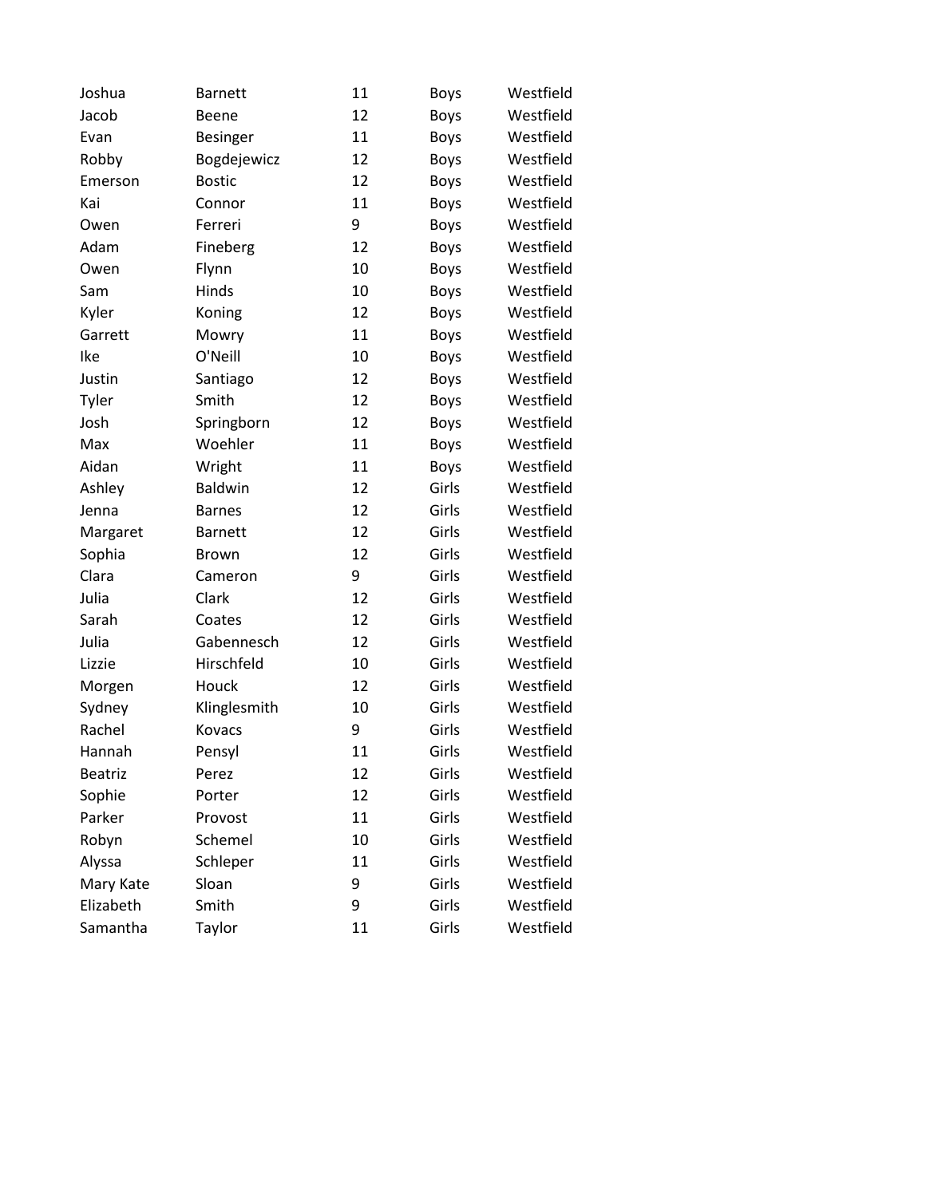| | | | | |
|---|---|---|---|---|
| Joshua | Barnett | 11 | Boys | Westfield |
| Jacob | Beene | 12 | Boys | Westfield |
| Evan | Besinger | 11 | Boys | Westfield |
| Robby | Bogdejewicz | 12 | Boys | Westfield |
| Emerson | Bostic | 12 | Boys | Westfield |
| Kai | Connor | 11 | Boys | Westfield |
| Owen | Ferreri | 9 | Boys | Westfield |
| Adam | Fineberg | 12 | Boys | Westfield |
| Owen | Flynn | 10 | Boys | Westfield |
| Sam | Hinds | 10 | Boys | Westfield |
| Kyler | Koning | 12 | Boys | Westfield |
| Garrett | Mowry | 11 | Boys | Westfield |
| Ike | O'Neill | 10 | Boys | Westfield |
| Justin | Santiago | 12 | Boys | Westfield |
| Tyler | Smith | 12 | Boys | Westfield |
| Josh | Springborn | 12 | Boys | Westfield |
| Max | Woehler | 11 | Boys | Westfield |
| Aidan | Wright | 11 | Boys | Westfield |
| Ashley | Baldwin | 12 | Girls | Westfield |
| Jenna | Barnes | 12 | Girls | Westfield |
| Margaret | Barnett | 12 | Girls | Westfield |
| Sophia | Brown | 12 | Girls | Westfield |
| Clara | Cameron | 9 | Girls | Westfield |
| Julia | Clark | 12 | Girls | Westfield |
| Sarah | Coates | 12 | Girls | Westfield |
| Julia | Gabennesch | 12 | Girls | Westfield |
| Lizzie | Hirschfeld | 10 | Girls | Westfield |
| Morgen | Houck | 12 | Girls | Westfield |
| Sydney | Klinglesmith | 10 | Girls | Westfield |
| Rachel | Kovacs | 9 | Girls | Westfield |
| Hannah | Pensyl | 11 | Girls | Westfield |
| Beatriz | Perez | 12 | Girls | Westfield |
| Sophie | Porter | 12 | Girls | Westfield |
| Parker | Provost | 11 | Girls | Westfield |
| Robyn | Schemel | 10 | Girls | Westfield |
| Alyssa | Schleper | 11 | Girls | Westfield |
| Mary Kate | Sloan | 9 | Girls | Westfield |
| Elizabeth | Smith | 9 | Girls | Westfield |
| Samantha | Taylor | 11 | Girls | Westfield |